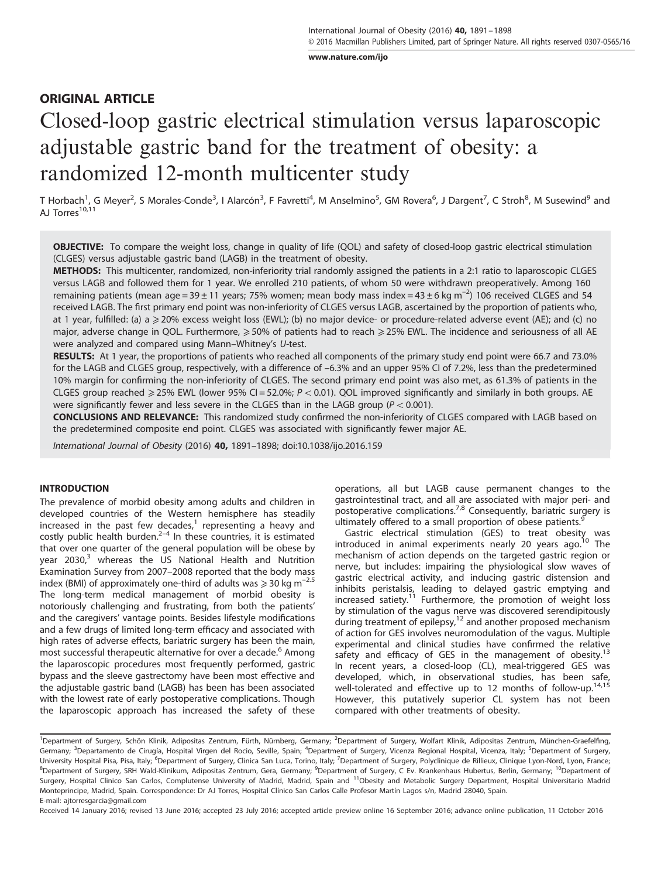ORIGINAL ARTICLE

# Closed-loop gastric electrical stimulation versus laparoscopic adjustable gastric band for the treatment of obesity: a randomized 12-month multicenter study

T Horbach[1], G Meyer[2], S Morales-Conde[3], I Alarcón[3], F Favretti[4], M Anselmino[5], GM Rovera[6], J Dargent[7], C Stroh[8], M Susewind[9] and AJ Torres[10,11]

**OBJECTIVE:** To compare the weight loss, change in quality of life (QOL) and safety of closed-loop gastric electrical stimulation (CLGES) versus adjustable gastric band (LAGB) in the treatment of obesity.

**METHODS:** This multicenter, randomized, non-inferiority trial randomly assigned the patients in a 2:1 ratio to laparoscopic CLGES versus LAGB and followed them for 1 year. We enrolled 210 patients, of whom 50 were withdrawn preoperatively. Among 160 remaining patients (mean age = 39 ± 11 years; 75% women; mean body mass index = 43 ± 6 kg m$^{-2}$) 106 received CLGES and 54 received LAGB. The first primary end point was non-inferiority of CLGES versus LAGB, ascertained by the proportion of patients who, at 1 year, fulfilled: (a) a ⩾20% excess weight loss (EWL); (b) no major device- or procedure-related adverse event (AE); and (c) no major, adverse change in QOL. Furthermore, ⩾50% of patients had to reach ⩾25% EWL. The incidence and seriousness of all AE were analyzed and compared using Mann–Whitney's *U*-test.

**RESULTS:** At 1 year, the proportions of patients who reached all components of the primary study end point were 66.7 and 73.0% for the LAGB and CLGES group, respectively, with a difference of −6.3% and an upper 95% CI of 7.2%, less than the predetermined 10% margin for confirming the non-inferiority of CLGES. The second primary end point was also met, as 61.3% of patients in the CLGES group reached ⩾25% EWL (lower 95% CI = 52.0%; $P < 0.01$). QOL improved significantly and similarly in both groups. AE were significantly fewer and less severe in the CLGES than in the LAGB group ($P < 0.001$).

**CONCLUSIONS AND RELEVANCE:** This randomized study confirmed the non-inferiority of CLGES compared with LAGB based on the predetermined composite end point. CLGES was associated with significantly fewer major AE.

*International Journal of Obesity* (2016) **40,** 1891–1898; doi:10.1038/ijo.2016.159

## INTRODUCTION

The prevalence of morbid obesity among adults and children in developed countries of the Western hemisphere has steadily increased in the past few decades,[1] representing a heavy and costly public health burden.[2–4] In these countries, it is estimated that over one quarter of the general population will be obese by year 2030,[3] whereas the US National Health and Nutrition Examination Survey from 2007–2008 reported that the body mass index (BMI) of approximately one-third of adults was ⩾30 kg m$^{-2}$.[5] The long-term medical management of morbid obesity is notoriously challenging and frustrating, from both the patients' and the caregivers' vantage points. Besides lifestyle modifications and a few drugs of limited long-term efficacy and associated with high rates of adverse effects, bariatric surgery has been the main, most successful therapeutic alternative for over a decade.[6] Among the laparoscopic procedures most frequently performed, gastric bypass and the sleeve gastrectomy have been most effective and the adjustable gastric band (LAGB) has been associated with the lowest rate of early postoperative complications. Though the laparoscopic approach has increased the safety of these operations, all but LAGB cause permanent changes to the gastrointestinal tract, and all are associated with major peri- and postoperative complications.[7,8] Consequently, bariatric surgery is ultimately offered to a small proportion of obese patients.[9]

Gastric electrical stimulation (GES) to treat obesity was introduced in animal experiments nearly 20 years ago.[10] The mechanism of action depends on the targeted gastric region or nerve, but includes: impairing the physiological slow waves of gastric electrical activity, and inducing gastric distension and inhibits peristalsis, leading to delayed gastric emptying and increased satiety.[11] Furthermore, the promotion of weight loss by stimulation of the vagus nerve was discovered serendipitously during treatment of epilepsy,[12] and another proposed mechanism of action for GES involves neuromodulation of the vagus. Multiple experimental and clinical studies have confirmed the relative safety and efficacy of GES in the management of obesity.[13] In recent years, a closed-loop (CL), meal-triggered GES was developed, which, in observational studies, has been safe, well-tolerated and effective up to 12 months of follow-up.[14,15] However, this putatively superior CL system has not been compared with other treatments of obesity.

---

[1]Department of Surgery, Schön Klinik, Adipositas Zentrum, Fürth, Nürnberg, Germany; [2]Department of Surgery, Wolfart Klinik, Adipositas Zentrum, München-Graefelfing, Germany; [3]Departamento de Cirugía, Hospital Virgen del Rocio, Seville, Spain; [4]Department of Surgery, Vicenza Regional Hospital, Vicenza, Italy; [5]Department of Surgery, University Hospital Pisa, Pisa, Italy; [6]Department of Surgery, Clinica San Luca, Torino, Italy; [7]Department of Surgery, Polyclinique de Rillieux, Clinique Lyon-Nord, Lyon, France; [8]Department of Surgery, SRH Wald-Klinikum, Adipositas Zentrum, Gera, Germany; [9]Department of Surgery, C Ev. Krankenhaus Hubertus, Berlin, Germany; [10]Department of Surgery, Hospital Clinico San Carlos, Complutense University of Madrid, Madrid, Spain and [11]Obesity and Metabolic Surgery Department, Hospital Universitario Madrid Monteprincipe, Madrid, Spain. Correspondence: Dr AJ Torres, Hospital Clínico San Carlos Calle Profesor Martín Lagos s/n, Madrid 28040, Spain.
E-mail: ajtorresgarcia@gmail.com

Received 14 January 2016; revised 13 June 2016; accepted 23 July 2016; accepted article preview online 16 September 2016; advance online publication, 11 October 2016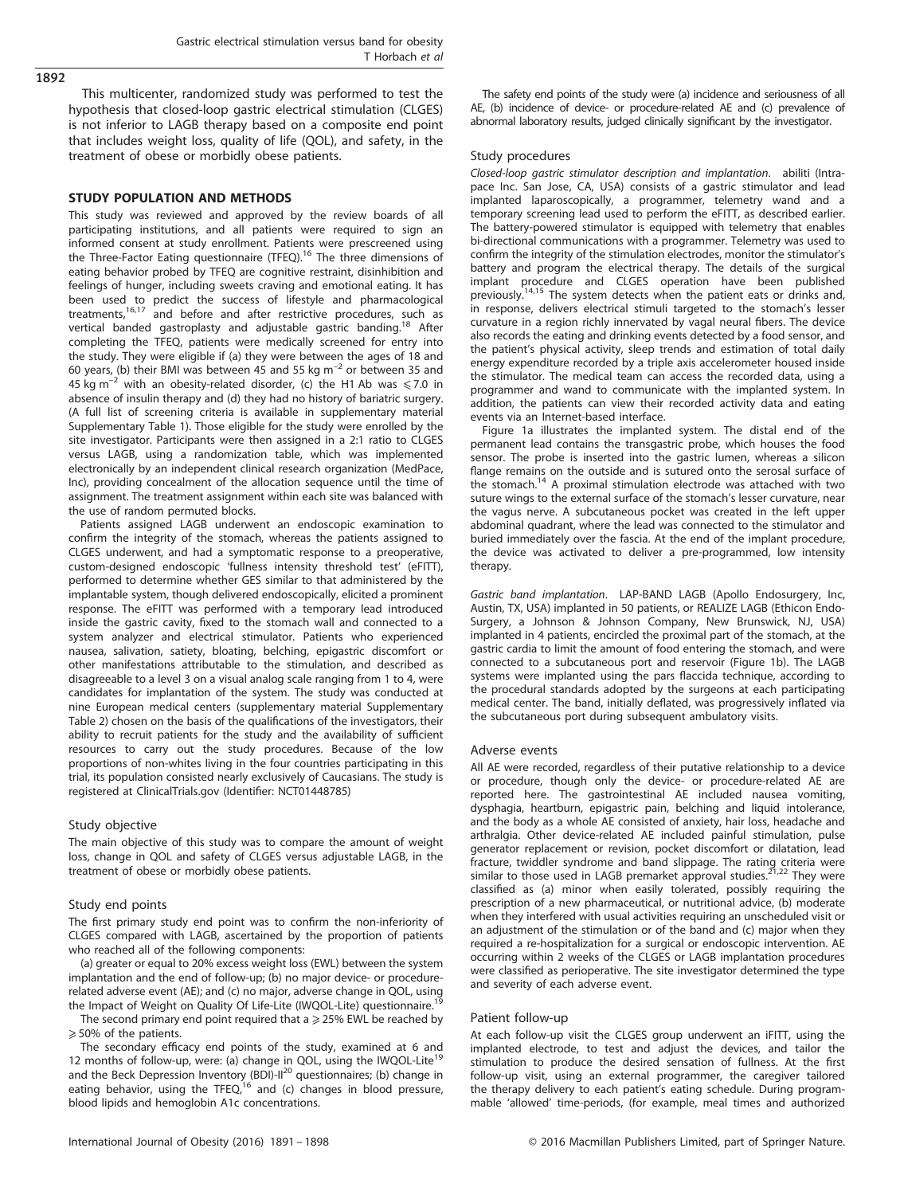This multicenter, randomized study was performed to test the hypothesis that closed-loop gastric electrical stimulation (CLGES) is not inferior to LAGB therapy based on a composite end point that includes weight loss, quality of life (QOL), and safety, in the treatment of obese or morbidly obese patients.

## STUDY POPULATION AND METHODS

This study was reviewed and approved by the review boards of all participating institutions, and all patients were required to sign an informed consent at study enrollment. Patients were prescreened using the Three-Factor Eating questionnaire (TFEQ).[16] The three dimensions of eating behavior probed by TFEQ are cognitive restraint, disinhibition and feelings of hunger, including sweets craving and emotional eating. It has been used to predict the success of lifestyle and pharmacological treatments,[16,17] and before and after restrictive procedures, such as vertical banded gastroplasty and adjustable gastric banding.[18] After completing the TFEQ, patients were medically screened for entry into the study. They were eligible if (a) they were between the ages of 18 and 60 years, (b) their BMI was between 45 and 55 kg $m^{-2}$ or between 35 and 45 kg $m^{-2}$ with an obesity-related disorder, (c) the H1 Ab was $\leqslant 7.0$ in absence of insulin therapy and (d) they had no history of bariatric surgery. (A full list of screening criteria is available in supplementary material Supplementary Table 1). Those eligible for the study were enrolled by the site investigator. Participants were then assigned in a 2:1 ratio to CLGES versus LAGB, using a randomization table, which was implemented electronically by an independent clinical research organization (MedPace, Inc), providing concealment of the allocation sequence until the time of assignment. The treatment assignment within each site was balanced with the use of random permuted blocks.

Patients assigned LAGB underwent an endoscopic examination to confirm the integrity of the stomach, whereas the patients assigned to CLGES underwent, and had a symptomatic response to a preoperative, custom-designed endoscopic 'fullness intensity threshold test' (eFITT), performed to determine whether GES similar to that administered by the implantable system, though delivered endoscopically, elicited a prominent response. The eFITT was performed with a temporary lead introduced inside the gastric cavity, fixed to the stomach wall and connected to a system analyzer and electrical stimulator. Patients who experienced nausea, salivation, satiety, bloating, belching, epigastric discomfort or other manifestations attributable to the stimulation, and described as disagreeable to a level 3 on a visual analog scale ranging from 1 to 4, were candidates for implantation of the system. The study was conducted at nine European medical centers (supplementary material Supplementary Table 2) chosen on the basis of the qualifications of the investigators, their ability to recruit patients for the study and the availability of sufficient resources to carry out the study procedures. Because of the low proportions of non-whites living in the four countries participating in this trial, its population consisted nearly exclusively of Caucasians. The study is registered at ClinicalTrials.gov (Identifier: NCT01448785)

### Study objective

The main objective of this study was to compare the amount of weight loss, change in QOL and safety of CLGES versus adjustable LAGB, in the treatment of obese or morbidly obese patients.

### Study end points

The first primary study end point was to confirm the non-inferiority of CLGES compared with LAGB, ascertained by the proportion of patients who reached all of the following components:

(a) greater or equal to 20% excess weight loss (EWL) between the system implantation and the end of follow-up; (b) no major device- or procedure-related adverse event (AE); and (c) no major, adverse change in QOL, using the Impact of Weight on Quality Of Life-Lite (IWQOL-Lite) questionnaire.[19]

The second primary end point required that a $\geqslant 25\%$ EWL be reached by $\geqslant 50\%$ of the patients.

The secondary efficacy end points of the study, examined at 6 and 12 months of follow-up, were: (a) change in QOL, using the IWQOL-Lite[19] and the Beck Depression Inventory (BDI)-II[20] questionnaires; (b) change in eating behavior, using the TFEQ,[16] and (c) changes in blood pressure, blood lipids and hemoglobin A1c concentrations.

The safety end points of the study were (a) incidence and seriousness of all AE, (b) incidence of device- or procedure-related AE and (c) prevalence of abnormal laboratory results, judged clinically significant by the investigator.

### Study procedures

*Closed-loop gastric stimulator description and implantation*. abiliti (Intrapace Inc. San Jose, CA, USA) consists of a gastric stimulator and lead implanted laparoscopically, a programmer, telemetry wand and a temporary screening lead used to perform the eFITT, as described earlier. The battery-powered stimulator is equipped with telemetry that enables bi-directional communications with a programmer. Telemetry was used to confirm the integrity of the stimulation electrodes, monitor the stimulator's battery and program the electrical therapy. The details of the surgical implant procedure and CLGES operation have been published previously.[14,15] The system detects when the patient eats or drinks and, in response, delivers electrical stimuli targeted to the stomach's lesser curvature in a region richly innervated by vagal neural fibers. The device also records the eating and drinking events detected by a food sensor, and the patient's physical activity, sleep trends and estimation of total daily energy expenditure recorded by a triple axis accelerometer housed inside the stimulator. The medical team can access the recorded data, using a programmer and wand to communicate with the implanted system. In addition, the patients can view their recorded activity data and eating events via an Internet-based interface.

Figure 1a illustrates the implanted system. The distal end of the permanent lead contains the transgastric probe, which houses the food sensor. The probe is inserted into the gastric lumen, whereas a silicon flange remains on the outside and is sutured onto the serosal surface of the stomach.[14] A proximal stimulation electrode was attached with two suture wings to the external surface of the stomach's lesser curvature, near the vagus nerve. A subcutaneous pocket was created in the left upper abdominal quadrant, where the lead was connected to the stimulator and buried immediately over the fascia. At the end of the implant procedure, the device was activated to deliver a pre-programmed, low intensity therapy.

*Gastric band implantation*. LAP-BAND LAGB (Apollo Endosurgery, Inc, Austin, TX, USA) implanted in 50 patients, or REALIZE LAGB (Ethicon Endo-Surgery, a Johnson & Johnson Company, New Brunswick, NJ, USA) implanted in 4 patients, encircled the proximal part of the stomach, at the gastric cardia to limit the amount of food entering the stomach, and were connected to a subcutaneous port and reservoir (Figure 1b). The LAGB systems were implanted using the pars flaccida technique, according to the procedural standards adopted by the surgeons at each participating medical center. The band, initially deflated, was progressively inflated via the subcutaneous port during subsequent ambulatory visits.

### Adverse events

All AE were recorded, regardless of their putative relationship to a device or procedure, though only the device- or procedure-related AE are reported here. The gastrointestinal AE included nausea vomiting, dysphagia, heartburn, epigastric pain, belching and liquid intolerance, and the body as a whole AE consisted of anxiety, hair loss, headache and arthralgia. Other device-related AE included painful stimulation, pulse generator replacement or revision, pocket discomfort or dilatation, lead fracture, twiddler syndrome and band slippage. The rating criteria were similar to those used in LAGB premarket approval studies.[21,22] They were classified as (a) minor when easily tolerated, possibly requiring the prescription of a new pharmaceutical, or nutritional advice, (b) moderate when they interfered with usual activities requiring an unscheduled visit or an adjustment of the stimulation or of the band and (c) major when they required a re-hospitalization for a surgical or endoscopic intervention. AE occurring within 2 weeks of the CLGES or LAGB implantation procedures were classified as perioperative. The site investigator determined the type and severity of each adverse event.

### Patient follow-up

At each follow-up visit the CLGES group underwent an iFITT, using the implanted electrode, to test and adjust the devices, and tailor the stimulation to produce the desired sensation of fullness. At the first follow-up visit, using an external programmer, the caregiver tailored the therapy delivery to each patient's eating schedule. During programmable 'allowed' time-periods, (for example, meal times and authorized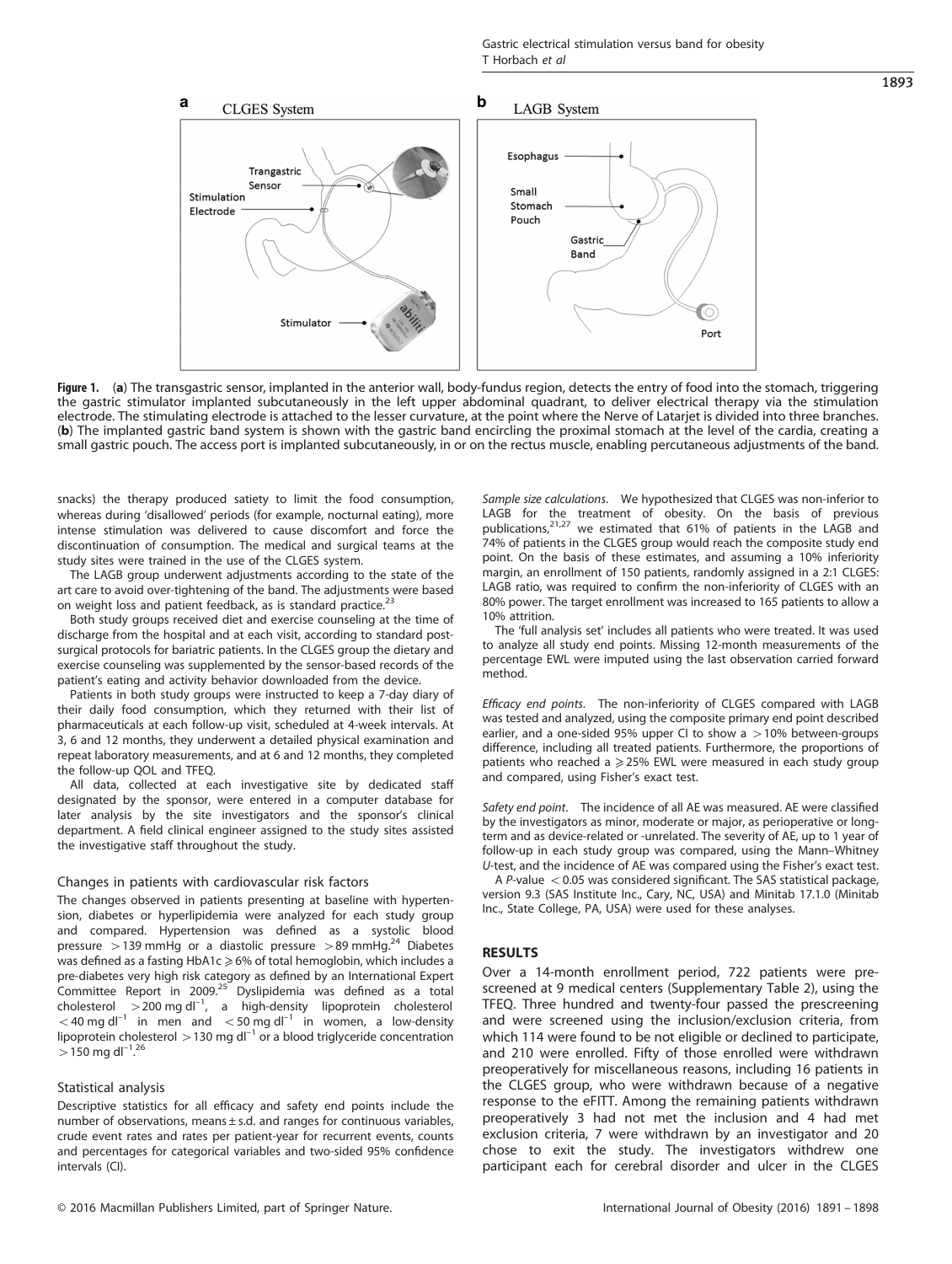**Figure 1.** (**a**) The transgastric sensor, implanted in the anterior wall, body-fundus region, detects the entry of food into the stomach, triggering the gastric stimulator implanted subcutaneously in the left upper abdominal quadrant, to deliver electrical therapy via the stimulation electrode. The stimulating electrode is attached to the lesser curvature, at the point where the Nerve of Latarjet is divided into three branches. (**b**) The implanted gastric band system is shown with the gastric band encircling the proximal stomach at the level of the cardia, creating a small gastric pouch. The access port is implanted subcutaneously, in or on the rectus muscle, enabling percutaneous adjustments of the band.

snacks) the therapy produced satiety to limit the food consumption, whereas during 'disallowed' periods (for example, nocturnal eating), more intense stimulation was delivered to cause discomfort and force the discontinuation of consumption. The medical and surgical teams at the study sites were trained in the use of the CLGES system.

The LAGB group underwent adjustments according to the state of the art care to avoid over-tightening of the band. The adjustments were based on weight loss and patient feedback, as is standard practice.[23]

Both study groups received diet and exercise counseling at the time of discharge from the hospital and at each visit, according to standard post-surgical protocols for bariatric patients. In the CLGES group the dietary and exercise counseling was supplemented by the sensor-based records of the patient's eating and activity behavior downloaded from the device.

Patients in both study groups were instructed to keep a 7-day diary of their daily food consumption, which they returned with their list of pharmaceuticals at each follow-up visit, scheduled at 4-week intervals. At 3, 6 and 12 months, they underwent a detailed physical examination and repeat laboratory measurements, and at 6 and 12 months, they completed the follow-up QOL and TFEQ.

All data, collected at each investigative site by dedicated staff designated by the sponsor, were entered in a computer database for later analysis by the site investigators and the sponsor's clinical department. A field clinical engineer assigned to the study sites assisted the investigative staff throughout the study.

### Changes in patients with cardiovascular risk factors

The changes observed in patients presenting at baseline with hypertension, diabetes or hyperlipidemia were analyzed for each study group and compared. Hypertension was defined as a systolic blood pressure $>139$ mmHg or a diastolic pressure $>89$ mmHg.[24] Diabetes was defined as a fasting HbA1c $\geqslant 6\%$ of total hemoglobin, which includes a pre-diabetes very high risk category as defined by an International Expert Committee Report in 2009.[25] Dyslipidemia was defined as a total cholesterol $>200$ mg dl$^{-1}$, a high-density lipoprotein cholesterol $<40$ mg dl$^{-1}$ in men and $<50$ mg dl$^{-1}$ in women, a low-density lipoprotein cholesterol $>130$ mg dl$^{-1}$ or a blood triglyceride concentration $>150$ mg dl$^{-1}$.[26]

### Statistical analysis

Descriptive statistics for all efficacy and safety end points include the number of observations, means ± s.d. and ranges for continuous variables, crude event rates and rates per patient-year for recurrent events, counts and percentages for categorical variables and two-sided 95% confidence intervals (CI).

*Sample size calculations*. We hypothesized that CLGES was non-inferior to LAGB for the treatment of obesity. On the basis of previous publications,[21,27] we estimated that 61% of patients in the LAGB and 74% of patients in the CLGES group would reach the composite study end point. On the basis of these estimates, and assuming a 10% inferiority margin, an enrollment of 150 patients, randomly assigned in a 2:1 CLGES: LAGB ratio, was required to confirm the non-inferiority of CLGES with an 80% power. The target enrollment was increased to 165 patients to allow a 10% attrition.

The 'full analysis set' includes all patients who were treated. It was used to analyze all study end points. Missing 12-month measurements of the percentage EWL were imputed using the last observation carried forward method.

*Efficacy end points*. The non-inferiority of CLGES compared with LAGB was tested and analyzed, using the composite primary end point described earlier, and a one-sided 95% upper CI to show a $>10\%$ between-groups difference, including all treated patients. Furthermore, the proportions of patients who reached a $\geqslant 25\%$ EWL were measured in each study group and compared, using Fisher's exact test.

*Safety end point*. The incidence of all AE was measured. AE were classified by the investigators as minor, moderate or major, as perioperative or long-term and as device-related or -unrelated. The severity of AE, up to 1 year of follow-up in each study group was compared, using the Mann–Whitney *U*-test, and the incidence of AE was compared using the Fisher's exact test.

A *P*-value $<0.05$ was considered significant. The SAS statistical package, version 9.3 (SAS Institute Inc., Cary, NC, USA) and Minitab 17.1.0 (Minitab Inc., State College, PA, USA) were used for these analyses.

## RESULTS

Over a 14-month enrollment period, 722 patients were pre-screened at 9 medical centers (Supplementary Table 2), using the TFEQ. Three hundred and twenty-four passed the prescreening and were screened using the inclusion/exclusion criteria, from which 114 were found to be not eligible or declined to participate, and 210 were enrolled. Fifty of those enrolled were withdrawn preoperatively for miscellaneous reasons, including 16 patients in the CLGES group, who were withdrawn because of a negative response to the eFITT. Among the remaining patients withdrawn preoperatively 3 had not met the inclusion and 4 had met exclusion criteria, 7 were withdrawn by an investigator and 20 chose to exit the study. The investigators withdrew one participant each for cerebral disorder and ulcer in the CLGES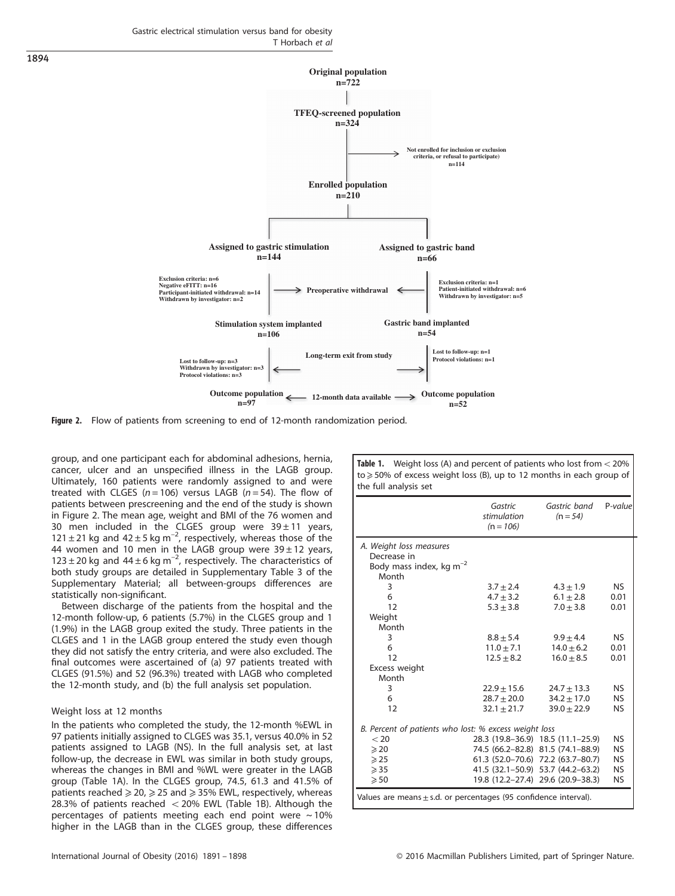Original population
n=722

TFEQ-screened population
n=324

Not enrolled for inclusion or exclusion criteria, or refusal to participate)
n=114

Enrolled population
n=210

Assigned to gastric stimulation
n=144

Assigned to gastric band
n=66

Exclusion criteria: n=6
Negative eFITT: n=16
Participant-initiated withdrawal: n=14
Withdrawn by investigator: n=2

Preoperative withdrawal

Exclusion criteria: n=1
Patient-initiated withdrawal: n=6
Withdrawn by investigator: n=5

Stimulation system implanted
n=106

Gastric band implanted
n=54

Lost to follow-up: n=3
Withdrawn by investigator: n=3
Protocol violations: n=3

Long-term exit from study

Lost to follow-up: n=1
Protocol violations: n=1

Outcome population
n=97

12-month data available

Outcome population
n=52

**Figure 2.** Flow of patients from screening to end of 12-month randomization period.

group, and one participant each for abdominal adhesions, hernia, cancer, ulcer and an unspecified illness in the LAGB group. Ultimately, 160 patients were randomly assigned to and were treated with CLGES ($n = 106$) versus LAGB ($n = 54$). The flow of patients between prescreening and the end of the study is shown in Figure 2. The mean age, weight and BMI of the 76 women and 30 men included in the CLGES group were 39 ± 11 years, 121 ± 21 kg and 42 ± 5 kg m$^{-2}$, respectively, whereas those of the 44 women and 10 men in the LAGB group were 39 ± 12 years, 123 ± 20 kg and 44 ± 6 kg m$^{-2}$, respectively. The characteristics of both study groups are detailed in Supplementary Table 3 of the Supplementary Material; all between-groups differences are statistically non-significant.

Between discharge of the patients from the hospital and the 12-month follow-up, 6 patients (5.7%) in the CLGES group and 1 (1.9%) in the LAGB group exited the study. Three patients in the CLGES and 1 in the LAGB group entered the study even though they did not satisfy the entry criteria, and were also excluded. The final outcomes were ascertained of (a) 97 patients treated with CLGES (91.5%) and 52 (96.3%) treated with LAGB who completed the 12-month study, and (b) the full analysis set population.

### Weight loss at 12 months

In the patients who completed the study, the 12-month %EWL in 97 patients initially assigned to CLGES was 35.1, versus 40.0% in 52 patients assigned to LAGB (NS). In the full analysis set, at last follow-up, the decrease in EWL was similar in both study groups, whereas the changes in BMI and %WL were greater in the LAGB group (Table 1A). In the CLGES group, 74.5, 61.3 and 41.5% of patients reached ⩾ 20, ⩾ 25 and ⩾ 35% EWL, respectively, whereas 28.3% of patients reached < 20% EWL (Table 1B). Although the percentages of patients meeting each end point were ~10% higher in the LAGB than in the CLGES group, these differences

**Table 1.** Weight loss (A) and percent of patients who lost from < 20% to ⩾ 50% of excess weight loss (B), up to 12 months in each group of the full analysis set

| | *Gastric stimulation (n = 106)* | *Gastric band (n = 54)* | *P-value* |
|---|---|---|---|
| *A. Weight loss measures* | | | |
| Decrease in | | | |
| Body mass index, kg m$^{-2}$ | | | |
| Month | | | |
| 3 | 3.7 ± 2.4 | 4.3 ± 1.9 | NS |
| 6 | 4.7 ± 3.2 | 6.1 ± 2.8 | 0.01 |
| 12 | 5.3 ± 3.8 | 7.0 ± 3.8 | 0.01 |
| Weight | | | |
| Month | | | |
| 3 | 8.8 ± 5.4 | 9.9 ± 4.4 | NS |
| 6 | 11.0 ± 7.1 | 14.0 ± 6.2 | 0.01 |
| 12 | 12.5 ± 8.2 | 16.0 ± 8.5 | 0.01 |
| Excess weight | | | |
| Month | | | |
| 3 | 22.9 ± 15.6 | 24.7 ± 13.3 | NS |
| 6 | 28.7 ± 20.0 | 34.2 ± 17.0 | NS |
| 12 | 32.1 ± 21.7 | 39.0 ± 22.9 | NS |
| *B. Percent of patients who lost: % excess weight loss* | | | |
| < 20 | 28.3 (19.8–36.9) | 18.5 (11.1–25.9) | NS |
| ⩾ 20 | 74.5 (66.2–82.8) | 81.5 (74.1–88.9) | NS |
| ⩾ 25 | 61.3 (52.0–70.6) | 72.2 (63.7–80.7) | NS |
| ⩾ 35 | 41.5 (32.1–50.9) | 53.7 (44.2–63.2) | NS |
| ⩾ 50 | 19.8 (12.2–27.4) | 29.6 (20.9–38.3) | NS |

Values are means ± s.d. or percentages (95 confidence interval).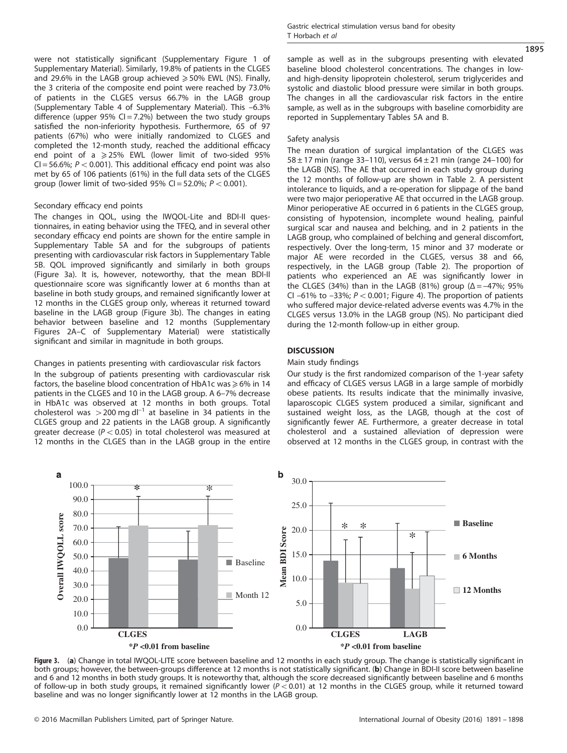were not statistically significant (Supplementary Figure 1 of Supplementary Material). Similarly, 19.8% of patients in the CLGES and 29.6% in the LAGB group achieved ⩾50% EWL (NS). Finally, the 3 criteria of the composite end point were reached by 73.0% of patients in the CLGES versus 66.7% in the LAGB group (Supplementary Table 4 of Supplementary Material). This −6.3% difference (upper 95% CI = 7.2%) between the two study groups satisfied the non-inferiority hypothesis. Furthermore, 65 of 97 patients (67%) who were initially randomized to CLGES and completed the 12-month study, reached the additional efficacy end point of a ⩾25% EWL (lower limit of two-sided 95% CI = 56.6%; $P < 0.001$). This additional efficacy end point was also met by 65 of 106 patients (61%) in the full data sets of the CLGES group (lower limit of two-sided 95% CI = 52.0%; $P < 0.001$).

### Secondary efficacy end points

The changes in QOL, using the IWQOL-Lite and BDI-II questionnaires, in eating behavior using the TFEQ, and in several other secondary efficacy end points are shown for the entire sample in Supplementary Table 5A and for the subgroups of patients presenting with cardiovascular risk factors in Supplementary Table 5B. QOL improved significantly and similarly in both groups (Figure 3a). It is, however, noteworthy that the mean BDI-II questionnaire score was significantly lower at 6 months than at baseline in both study groups, and remained significantly lower at 12 months in the CLGES group only, whereas it returned toward baseline in the LAGB group (Figure 3b). The changes in eating behavior between baseline and 12 months (Supplementary Figures 2A–C of Supplementary Material) were statistically significant and similar in magnitude in both groups.

### Changes in patients presenting with cardiovascular risk factors

In the subgroup of patients presenting with cardiovascular risk factors, the baseline blood concentration of HbA1c was ⩾6% in 14 patients in the CLGES and 10 in the LAGB group. A 6–7% decrease in HbA1c was observed at 12 months in both groups. Total cholesterol was >200 mg dl$^{-1}$ at baseline in 34 patients in the CLGES group and 22 patients in the LAGB group. A significantly greater decrease ($P < 0.05$) in total cholesterol was measured at 12 months in the CLGES than in the LAGB group in the entire sample as well as in the subgroups presenting with elevated baseline blood cholesterol concentrations. The changes in low- and high-density lipoprotein cholesterol, serum triglycerides and systolic and diastolic blood pressure were similar in both groups. The changes in all the cardiovascular risk factors in the entire sample, as well as in the subgroups with baseline comorbidity are reported in Supplementary Tables 5A and B.

### Safety analysis

The mean duration of surgical implantation of the CLGES was 58 ± 17 min (range 33–110), versus 64 ± 21 min (range 24–100) for the LAGB (NS). The AE that occurred in each study group during the 12 months of follow-up are shown in Table 2. A persistent intolerance to liquids, and a re-operation for slippage of the band were two major perioperative AE that occurred in the LAGB group. Minor perioperative AE occurred in 6 patients in the CLGES group, consisting of hypotension, incomplete wound healing, painful surgical scar and nausea and belching, and in 2 patients in the LAGB group, who complained of belching and general discomfort, respectively. Over the long-term, 15 minor and 37 moderate or major AE were recorded in the CLGES, versus 38 and 66, respectively, in the LAGB group (Table 2). The proportion of patients who experienced an AE was significantly lower in the CLGES (34%) than in the LAGB (81%) group (Δ = −47%; 95% CI −61% to −33%; $P < 0.001$; Figure 4). The proportion of patients who suffered major device-related adverse events was 4.7% in the CLGES versus 13.0% in the LAGB group (NS). No participant died during the 12-month follow-up in either group.

## DISCUSSION

### Main study findings

Our study is the first randomized comparison of the 1-year safety and efficacy of CLGES versus LAGB in a large sample of morbidly obese patients. Its results indicate that the minimally invasive, laparoscopic CLGES system produced a similar, significant and sustained weight loss, as the LAGB, though at the cost of significantly fewer AE. Furthermore, a greater decrease in total cholesterol and a sustained alleviation of depression were observed at 12 months in the CLGES group, in contrast with the

**Figure 3.** (**a**) Change in total IWQOL-LITE score between baseline and 12 months in each study group. The change is statistically significant in both groups; however, the between-groups difference at 12 months is not statistically significant. (**b**) Change in BDI-II score between baseline and 6 and 12 months in both study groups. It is noteworthy that, although the score decreased significantly between baseline and 6 months of follow-up in both study groups, it remained significantly lower ($P < 0.01$) at 12 months in the CLGES group, while it returned toward baseline and was no longer significantly lower at 12 months in the LAGB group.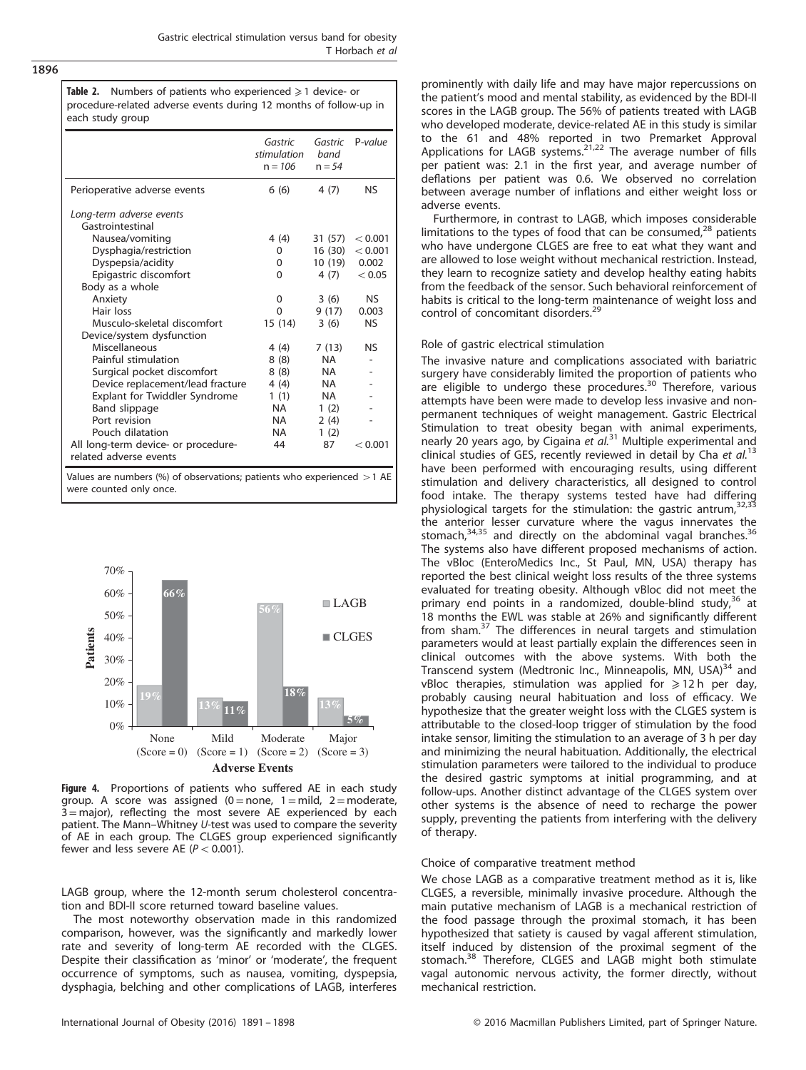**Table 2.** Numbers of patients who experienced ⩾1 device- or procedure-related adverse events during 12 months of follow-up in each study group

| | Gastric stimulation n = 106 | Gastric band n = 54 | P-value |
|---|---|---|---|
| Perioperative adverse events | 6 (6) | 4 (7) | NS |
| *Long-term adverse events* | | | |
| Gastrointestinal | | | |
| Nausea/vomiting | 4 (4) | 31 (57) | < 0.001 |
| Dysphagia/restriction | 0 | 16 (30) | < 0.001 |
| Dyspepsia/acidity | 0 | 10 (19) | 0.002 |
| Epigastric discomfort | 0 | 4 (7) | < 0.05 |
| Body as a whole | | | |
| Anxiety | 0 | 3 (6) | NS |
| Hair loss | 0 | 9 (17) | 0.003 |
| Musculo-skeletal discomfort | 15 (14) | 3 (6) | NS |
| Device/system dysfunction | | | |
| Miscellaneous | 4 (4) | 7 (13) | NS |
| Painful stimulation | 8 (8) | NA | - |
| Surgical pocket discomfort | 8 (8) | NA | - |
| Device replacement/lead fracture | 4 (4) | NA | - |
| Explant for Twiddler Syndrome | 1 (1) | NA | - |
| Band slippage | NA | 1 (2) | - |
| Port revision | NA | 2 (4) | - |
| Pouch dilatation | NA | 1 (2) | |
| All long-term device- or procedure-related adverse events | 44 | 87 | < 0.001 |

Values are numbers (%) of observations; patients who experienced > 1 AE were counted only once.

**Figure 4.** Proportions of patients who suffered AE in each study group. A score was assigned (0 = none, 1 = mild, 2 = moderate, 3 = major), reflecting the most severe AE experienced by each patient. The Mann–Whitney *U*-test was used to compare the severity of AE in each group. The CLGES group experienced significantly fewer and less severe AE ($P < 0.001$).

LAGB group, where the 12-month serum cholesterol concentration and BDI-II score returned toward baseline values.

The most noteworthy observation made in this randomized comparison, however, was the significantly and markedly lower rate and severity of long-term AE recorded with the CLGES. Despite their classification as 'minor' or 'moderate', the frequent occurrence of symptoms, such as nausea, vomiting, dyspepsia, dysphagia, belching and other complications of LAGB, interferes prominently with daily life and may have major repercussions on the patient's mood and mental stability, as evidenced by the BDI-II scores in the LAGB group. The 56% of patients treated with LAGB who developed moderate, device-related AE in this study is similar to the 61 and 48% reported in two Premarket Approval Applications for LAGB systems.[21,22] The average number of fills per patient was: 2.1 in the first year, and average number of deflations per patient was 0.6. We observed no correlation between average number of inflations and either weight loss or adverse events.

Furthermore, in contrast to LAGB, which imposes considerable limitations to the types of food that can be consumed,[28] patients who have undergone CLGES are free to eat what they want and are allowed to lose weight without mechanical restriction. Instead, they learn to recognize satiety and develop healthy eating habits from the feedback of the sensor. Such behavioral reinforcement of habits is critical to the long-term maintenance of weight loss and control of concomitant disorders.[29]

### Role of gastric electrical stimulation

The invasive nature and complications associated with bariatric surgery have considerably limited the proportion of patients who are eligible to undergo these procedures.[30] Therefore, various attempts have been were made to develop less invasive and non-permanent techniques of weight management. Gastric Electrical Stimulation to treat obesity began with animal experiments, nearly 20 years ago, by Cigaina *et al.*[31] Multiple experimental and clinical studies of GES, recently reviewed in detail by Cha *et al.*[13] have been performed with encouraging results, using different stimulation and delivery characteristics, all designed to control food intake. The therapy systems tested have had differing physiological targets for the stimulation: the gastric antrum,[32,33] the anterior lesser curvature where the vagus innervates the stomach,[34,35] and directly on the abdominal vagal branches.[36] The systems also have different proposed mechanisms of action. The vBloc (EnteroMedics Inc., St Paul, MN, USA) therapy has reported the best clinical weight loss results of the three systems evaluated for treating obesity. Although vBloc did not meet the primary end points in a randomized, double-blind study,[36] at 18 months the EWL was stable at 26% and significantly different from sham.[37] The differences in neural targets and stimulation parameters would at least partially explain the differences seen in clinical outcomes with the above systems. With both the Transcend system (Medtronic Inc., Minneapolis, MN, USA)[34] and vBloc therapies, stimulation was applied for ⩾12 h per day, probably causing neural habituation and loss of efficacy. We hypothesize that the greater weight loss with the CLGES system is attributable to the closed-loop trigger of stimulation by the food intake sensor, limiting the stimulation to an average of 3 h per day and minimizing the neural habituation. Additionally, the electrical stimulation parameters were tailored to the individual to produce the desired gastric symptoms at initial programming, and at follow-ups. Another distinct advantage of the CLGES system over other systems is the absence of need to recharge the power supply, preventing the patients from interfering with the delivery of therapy.

### Choice of comparative treatment method

We chose LAGB as a comparative treatment method as it is, like CLGES, a reversible, minimally invasive procedure. Although the main putative mechanism of LAGB is a mechanical restriction of the food passage through the proximal stomach, it has been hypothesized that satiety is caused by vagal afferent stimulation, itself induced by distension of the proximal segment of the stomach.[38] Therefore, CLGES and LAGB might both stimulate vagal autonomic nervous activity, the former directly, without mechanical restriction.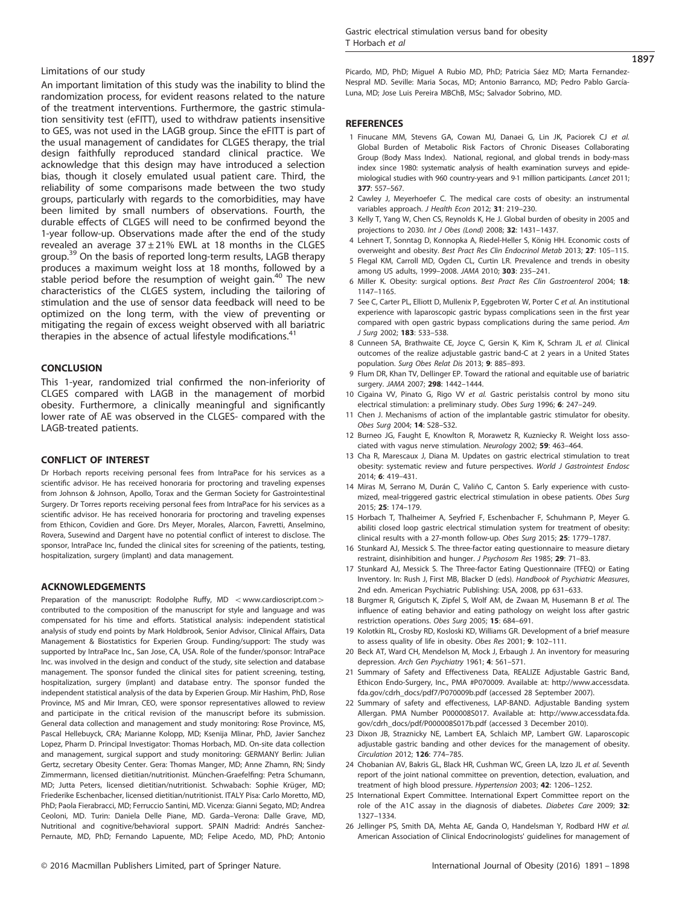### Limitations of our study

An important limitation of this study was the inability to blind the randomization process, for evident reasons related to the nature of the treatment interventions. Furthermore, the gastric stimulation sensitivity test (eFITT), used to withdraw patients insensitive to GES, was not used in the LAGB group. Since the eFITT is part of the usual management of candidates for CLGES therapy, the trial design faithfully reproduced standard clinical practice. We acknowledge that this design may have introduced a selection bias, though it closely emulated usual patient care. Third, the reliability of some comparisons made between the two study groups, particularly with regards to the comorbidities, may have been limited by small numbers of observations. Fourth, the durable effects of CLGES will need to be confirmed beyond the 1-year follow-up. Observations made after the end of the study revealed an average 37 ± 21% EWL at 18 months in the CLGES group.[39] On the basis of reported long-term results, LAGB therapy produces a maximum weight loss at 18 months, followed by a stable period before the resumption of weight gain.[40] The new characteristics of the CLGES system, including the tailoring of stimulation and the use of sensor data feedback will need to be optimized on the long term, with the view of preventing or mitigating the regain of excess weight observed with all bariatric therapies in the absence of actual lifestyle modifications.[41]

## CONCLUSION

This 1-year, randomized trial confirmed the non-inferiority of CLGES compared with LAGB in the management of morbid obesity. Furthermore, a clinically meaningful and significantly lower rate of AE was observed in the CLGES- compared with the LAGB-treated patients.

## CONFLICT OF INTEREST

Dr Horbach reports receiving personal fees from IntraPace for his services as a scientific advisor. He has received honoraria for proctoring and traveling expenses from Johnson & Johnson, Apollo, Torax and the German Society for Gastrointestinal Surgery. Dr Torres reports receiving personal fees from IntraPace for his services as a scientific advisor. He has received honoraria for proctoring and traveling expenses from Ethicon, Covidien and Gore. Drs Meyer, Morales, Alarcon, Favretti, Anselmino, Rovera, Susewind and Dargent have no potential conflict of interest to disclose. The sponsor, IntraPace Inc, funded the clinical sites for screening of the patients, testing, hospitalization, surgery (implant) and data management.

## ACKNOWLEDGEMENTS

Preparation of the manuscript: Rodolphe Ruffy, MD < www.cardioscript.com > contributed to the composition of the manuscript for style and language and was compensated for his time and efforts. Statistical analysis: independent statistical analysis of study end points by Mark Holdbrook, Senior Advisor, Clinical Affairs, Data Management & Biostatistics for Experien Group. Funding/support: The study was supported by IntraPace Inc., San Jose, CA, USA. Role of the funder/sponsor: IntraPace Inc. was involved in the design and conduct of the study, site selection and database management. The sponsor funded the clinical sites for patient screening, testing, hospitalization, surgery (implant) and database entry. The sponsor funded the independent statistical analysis of the data by Experien Group. Mir Hashim, PhD, Rose Province, MS and Mir Imran, CEO, were sponsor representatives allowed to review and participate in the critical revision of the manuscript before its submission. General data collection and management and study monitoring: Rose Province, MS, Pascal Hellebuyck, CRA; Marianne Kolopp, MD; Ksenija Mlinar, PhD, Javier Sanchez Lopez, Pharm D. Principal Investigator: Thomas Horbach, MD. On-site data collection and management, surgical support and study monitoring: GERMANY Berlin: Julian Gertz, secretary Obesity Center. Gera: Thomas Manger, MD; Anne Zhamn, RN; Sindy Zimmermann, licensed dietitian/nutritionist. München-Graefelfing: Petra Schumann, MD; Jutta Peters, licensed dietitian/nutritionist. Schwabach: Sophie Krüger, MD; Friederike Eschenbacher, licensed dietitian/nutritionist. ITALY Pisa: Carlo Moretto, MD, PhD; Paola Fierabracci, MD; Ferruccio Santini, MD. Vicenza: Gianni Segato, MD; Andrea Ceoloni, MD. Turin: Daniela Delle Piane, MD. Garda–Verona: Dalle Grave, MD, Nutritional and cognitive/behavioral support. SPAIN Madrid: Andrés Sanchez-Pernaute, MD, PhD; Fernando Lapuente, MD; Felipe Acedo, MD, PhD; Antonio Picardo, MD, PhD; Miguel A Rubio MD, PhD; Patricia Sáez MD; Marta Fernandez-Nespral MD. Seville: Maria Socas, MD; Antonio Barranco, MD; Pedro Pablo García-Luna, MD; Jose Luis Pereira MBChB, MSc; Salvador Sobrino, MD.

## REFERENCES

1. Finucane MM, Stevens GA, Cowan MJ, Danaei G, Lin JK, Paciorek CJ *et al.* Global Burden of Metabolic Risk Factors of Chronic Diseases Collaborating Group (Body Mass Index). National, regional, and global trends in body-mass index since 1980: systematic analysis of health examination surveys and epidemiological studies with 960 country-years and 9·1 million participants. *Lancet* 2011; **377**: 557–567.
2. Cawley J, Meyerhoefer C. The medical care costs of obesity: an instrumental variables approach. *J Health Econ* 2012; **31**: 219–230.
3. Kelly T, Yang W, Chen CS, Reynolds K, He J. Global burden of obesity in 2005 and projections to 2030. *Int J Obes (Lond)* 2008; **32**: 1431–1437.
4. Lehnert T, Sonntag D, Konnopka A, Riedel-Heller S, König HH. Economic costs of overweight and obesity. *Best Pract Res Clin Endocrinol Metab* 2013; **27**: 105–115.
5. Flegal KM, Carroll MD, Ogden CL, Curtin LR. Prevalence and trends in obesity among US adults, 1999–2008. *JAMA* 2010; **303**: 235–241.
6. Miller K. Obesity: surgical options. *Best Pract Res Clin Gastroenterol* 2004; **18**: 1147–1165.
7. See C, Carter PL, Elliott D, Mullenix P, Eggebroten W, Porter C *et al.* An institutional experience with laparoscopic gastric bypass complications seen in the first year compared with open gastric bypass complications during the same period. *Am J Surg* 2002; **183**: 533–538.
8. Cunneen SA, Brathwaite CE, Joyce C, Gersin K, Kim K, Schram JL *et al.* Clinical outcomes of the realize adjustable gastric band-C at 2 years in a United States population. *Surg Obes Relat Dis* 2013; **9**: 885–893.
9. Flum DR, Khan TV, Dellinger EP. Toward the rational and equitable use of bariatric surgery. *JAMA* 2007; **298**: 1442–1444.
10. Cigaina VV, Pinato G, Rigo VV *et al.* Gastric peristalsis control by mono situ electrical stimulation: a preliminary study. *Obes Surg* 1996; **6**: 247–249.
11. Chen J. Mechanisms of action of the implantable gastric stimulator for obesity. *Obes Surg* 2004; **14**: S28–S32.
12. Burneo JG, Faught E, Knowlton R, Morawetz R, Kuzniecky R. Weight loss associated with vagus nerve stimulation. *Neurology* 2002; **59**: 463–464.
13. Cha R, Marescaux J, Diana M. Updates on gastric electrical stimulation to treat obesity: systematic review and future perspectives. *World J Gastrointest Endosc* 2014; **6**: 419–431.
14. Miras M, Serrano M, Durán C, Valiño C, Canton S. Early experience with customized, meal-triggered gastric electrical stimulation in obese patients. *Obes Surg* 2015; **25**: 174–179.
15. Horbach T, Thalheimer A, Seyfried F, Eschenbacher F, Schuhmann P, Meyer G. abiliti closed loop gastric electrical stimulation system for treatment of obesity: clinical results with a 27-month follow-up. *Obes Surg* 2015; **25**: 1779–1787.
16. Stunkard AJ, Messick S. The three-factor eating questionnaire to measure dietary restraint, disinhibition and hunger. *J Psychosom Res* 1985; **29**: 71–83.
17. Stunkard AJ, Messick S. The Three-factor Eating Questionnaire (TFEQ) or Eating Inventory. In: Rush J, First MB, Blacker D (eds). *Handbook of Psychiatric Measures*, 2nd edn. American Psychiatric Publishing: USA, 2008, pp 631–633.
18. Burgmer R, Grigutsch K, Zipfel S, Wolf AM, de Zwaan M, Husemann B *et al.* The influence of eating behavior and eating pathology on weight loss after gastric restriction operations. *Obes Surg* 2005; **15**: 684–691.
19. Kolotkin RL, Crosby RD, Kosloski KD, Williams GR. Development of a brief measure to assess quality of life in obesity. *Obes Res* 2001; **9**: 102–111.
20. Beck AT, Ward CH, Mendelson M, Mock J, Erbaugh J. An inventory for measuring depression. *Arch Gen Psychiatry* 1961; **4**: 561–571.
21. Summary of Safety and Effectiveness Data, REALIZE Adjustable Gastric Band, Ethicon Endo-Surgery, Inc., PMA #P070009. Available at: http://www.accessdata.fda.gov/cdrh_docs/pdf7/P070009b.pdf (accessed 28 September 2007).
22. Summary of safety and effectiveness, LAP-BAND. Adjustable Banding system Allergan. PMA Number P000008S017. Available at: http://www.accessdata.fda.gov/cdrh_docs/pdf/P000008S017b.pdf (accessed 3 December 2010).
23. Dixon JB, Straznicky NE, Lambert EA, Schlaich MP, Lambert GW. Laparoscopic adjustable gastric banding and other devices for the management of obesity. *Circulation* 2012; **126**: 774–785.
24. Chobanian AV, Bakris GL, Black HR, Cushman WC, Green LA, Izzo JL *et al.* Seventh report of the joint national committee on prevention, detection, evaluation, and treatment of high blood pressure. *Hypertension* 2003; **42**: 1206–1252.
25. International Expert Committee. International Expert Committee report on the role of the A1C assay in the diagnosis of diabetes. *Diabetes Care* 2009; **32**: 1327–1334.
26. Jellinger PS, Smith DA, Mehta AE, Ganda O, Handelsman Y, Rodbard HW *et al.* American Association of Clinical Endocrinologists' guidelines for management of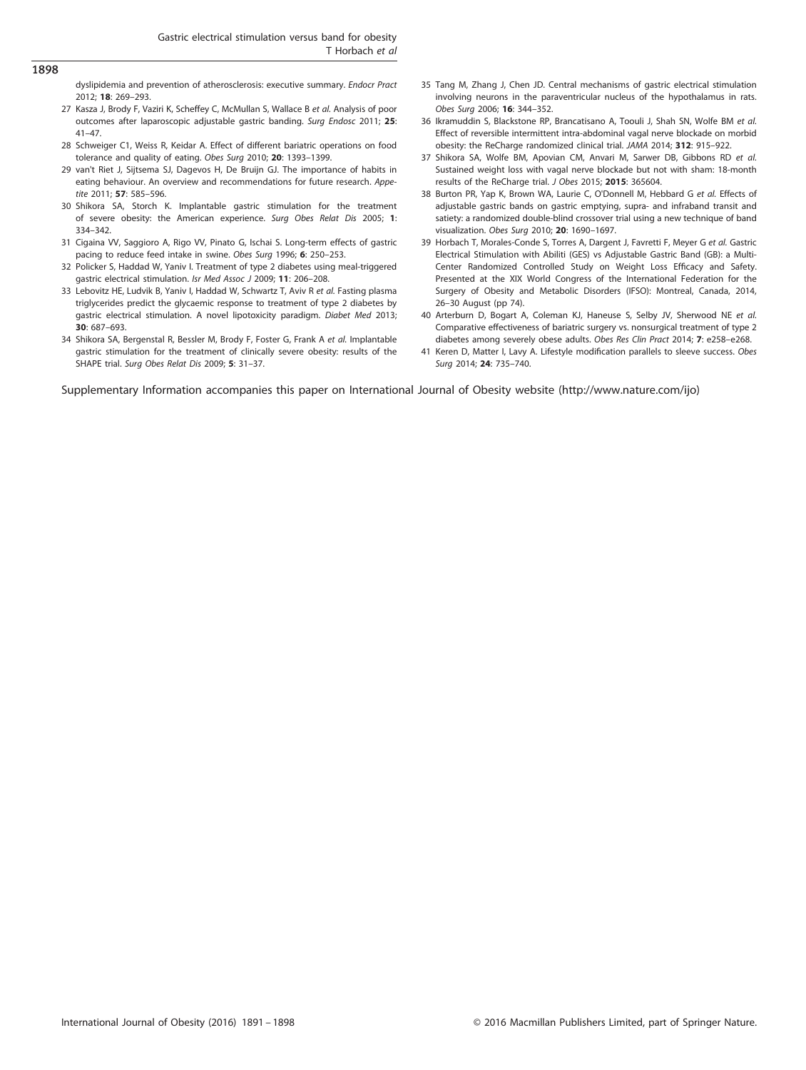dyslipidemia and prevention of atherosclerosis: executive summary. *Endocr Pract* 2012; **18**: 269–293.

27 Kasza J, Brody F, Vaziri K, Scheffey C, McMullan S, Wallace B *et al.* Analysis of poor outcomes after laparoscopic adjustable gastric banding. *Surg Endosc* 2011; **25**: 41–47.

28 Schweiger C1, Weiss R, Keidar A. Effect of different bariatric operations on food tolerance and quality of eating. *Obes Surg* 2010; **20**: 1393–1399.

29 van't Riet J, Sijtsema SJ, Dagevos H, De Bruijn GJ. The importance of habits in eating behaviour. An overview and recommendations for future research. *Appetite* 2011; **57**: 585–596.

30 Shikora SA, Storch K. Implantable gastric stimulation for the treatment of severe obesity: the American experience. *Surg Obes Relat Dis* 2005; **1**: 334–342.

31 Cigaina VV, Saggioro A, Rigo VV, Pinato G, Ischai S. Long-term effects of gastric pacing to reduce feed intake in swine. *Obes Surg* 1996; **6**: 250–253.

32 Policker S, Haddad W, Yaniv I. Treatment of type 2 diabetes using meal-triggered gastric electrical stimulation. *Isr Med Assoc J* 2009; **11**: 206–208.

33 Lebovitz HE, Ludvik B, Yaniv I, Haddad W, Schwartz T, Aviv R *et al.* Fasting plasma triglycerides predict the glycaemic response to treatment of type 2 diabetes by gastric electrical stimulation. A novel lipotoxicity paradigm. *Diabet Med* 2013; **30**: 687–693.

34 Shikora SA, Bergenstal R, Bessler M, Brody F, Foster G, Frank A *et al.* Implantable gastric stimulation for the treatment of clinically severe obesity: results of the SHAPE trial. *Surg Obes Relat Dis* 2009; **5**: 31–37.

35 Tang M, Zhang J, Chen JD. Central mechanisms of gastric electrical stimulation involving neurons in the paraventricular nucleus of the hypothalamus in rats. *Obes Surg* 2006; **16**: 344–352.

36 Ikramuddin S, Blackstone RP, Brancatisano A, Toouli J, Shah SN, Wolfe BM *et al.* Effect of reversible intermittent intra-abdominal vagal nerve blockade on morbid obesity: the ReCharge randomized clinical trial. *JAMA* 2014; **312**: 915–922.

37 Shikora SA, Wolfe BM, Apovian CM, Anvari M, Sarwer DB, Gibbons RD *et al.* Sustained weight loss with vagal nerve blockade but not with sham: 18-month results of the ReCharge trial. *J Obes* 2015; **2015**: 365604.

38 Burton PR, Yap K, Brown WA, Laurie C, O'Donnell M, Hebbard G *et al.* Effects of adjustable gastric bands on gastric emptying, supra- and infraband transit and satiety: a randomized double-blind crossover trial using a new technique of band visualization. *Obes Surg* 2010; **20**: 1690–1697.

39 Horbach T, Morales-Conde S, Torres A, Dargent J, Favretti F, Meyer G *et al.* Gastric Electrical Stimulation with Abiliti (GES) vs Adjustable Gastric Band (GB): a Multi-Center Randomized Controlled Study on Weight Loss Efficacy and Safety. Presented at the XIX World Congress of the International Federation for the Surgery of Obesity and Metabolic Disorders (IFSO): Montreal, Canada, 2014, 26–30 August (pp 74).

40 Arterburn D, Bogart A, Coleman KJ, Haneuse S, Selby JV, Sherwood NE *et al.* Comparative effectiveness of bariatric surgery vs. nonsurgical treatment of type 2 diabetes among severely obese adults. *Obes Res Clin Pract* 2014; **7**: e258–e268.

41 Keren D, Matter I, Lavy A. Lifestyle modification parallels to sleeve success. *Obes Surg* 2014; **24**: 735–740.

Supplementary Information accompanies this paper on International Journal of Obesity website (http://www.nature.com/ijo)